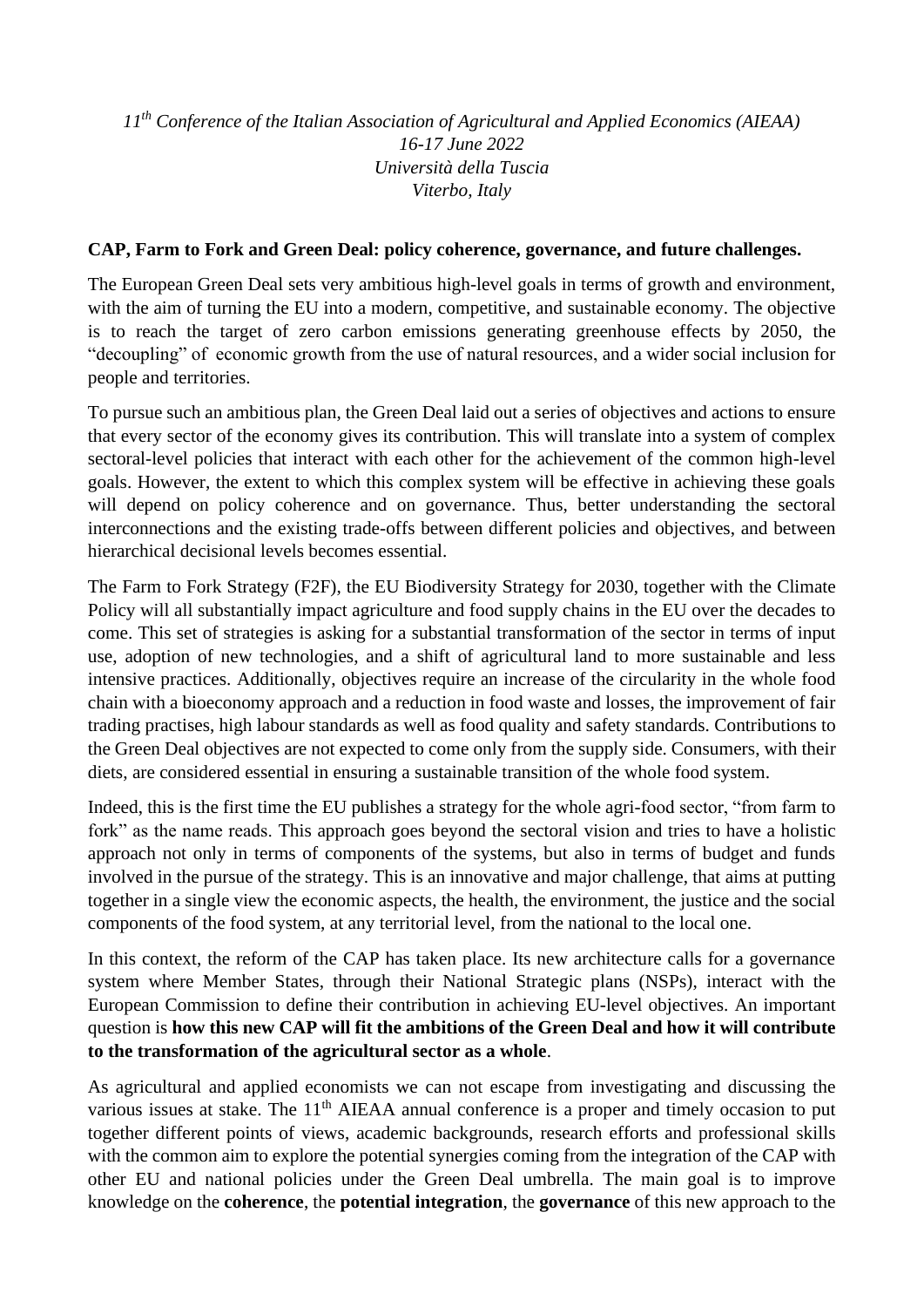*11[th] Conference of the Italian Association of Agricultural and Applied Economics (AIEAA)*
*16-17 June 2022*
*Università della Tuscia*
*Viterbo, Italy*

**CAP, Farm to Fork and Green Deal: policy coherence, governance, and future challenges.**

The European Green Deal sets very ambitious high-level goals in terms of growth and environment, with the aim of turning the EU into a modern, competitive, and sustainable economy. The objective is to reach the target of zero carbon emissions generating greenhouse effects by 2050, the "decoupling" of economic growth from the use of natural resources, and a wider social inclusion for people and territories.

To pursue such an ambitious plan, the Green Deal laid out a series of objectives and actions to ensure that every sector of the economy gives its contribution. This will translate into a system of complex sectoral-level policies that interact with each other for the achievement of the common high-level goals. However, the extent to which this complex system will be effective in achieving these goals will depend on policy coherence and on governance. Thus, better understanding the sectoral interconnections and the existing trade-offs between different policies and objectives, and between hierarchical decisional levels becomes essential.

The Farm to Fork Strategy (F2F), the EU Biodiversity Strategy for 2030, together with the Climate Policy will all substantially impact agriculture and food supply chains in the EU over the decades to come. This set of strategies is asking for a substantial transformation of the sector in terms of input use, adoption of new technologies, and a shift of agricultural land to more sustainable and less intensive practices. Additionally, objectives require an increase of the circularity in the whole food chain with a bioeconomy approach and a reduction in food waste and losses, the improvement of fair trading practises, high labour standards as well as food quality and safety standards. Contributions to the Green Deal objectives are not expected to come only from the supply side. Consumers, with their diets, are considered essential in ensuring a sustainable transition of the whole food system.

Indeed, this is the first time the EU publishes a strategy for the whole agri-food sector, "from farm to fork" as the name reads. This approach goes beyond the sectoral vision and tries to have a holistic approach not only in terms of components of the systems, but also in terms of budget and funds involved in the pursue of the strategy. This is an innovative and major challenge, that aims at putting together in a single view the economic aspects, the health, the environment, the justice and the social components of the food system, at any territorial level, from the national to the local one.

In this context, the reform of the CAP has taken place. Its new architecture calls for a governance system where Member States, through their National Strategic plans (NSPs), interact with the European Commission to define their contribution in achieving EU-level objectives. An important question is **how this new CAP will fit the ambitions of the Green Deal and how it will contribute to the transformation of the agricultural sector as a whole**.

As agricultural and applied economists we can not escape from investigating and discussing the various issues at stake. The 11[th] AIEAA annual conference is a proper and timely occasion to put together different points of views, academic backgrounds, research efforts and professional skills with the common aim to explore the potential synergies coming from the integration of the CAP with other EU and national policies under the Green Deal umbrella. The main goal is to improve knowledge on the **coherence**, the **potential integration**, the **governance** of this new approach to the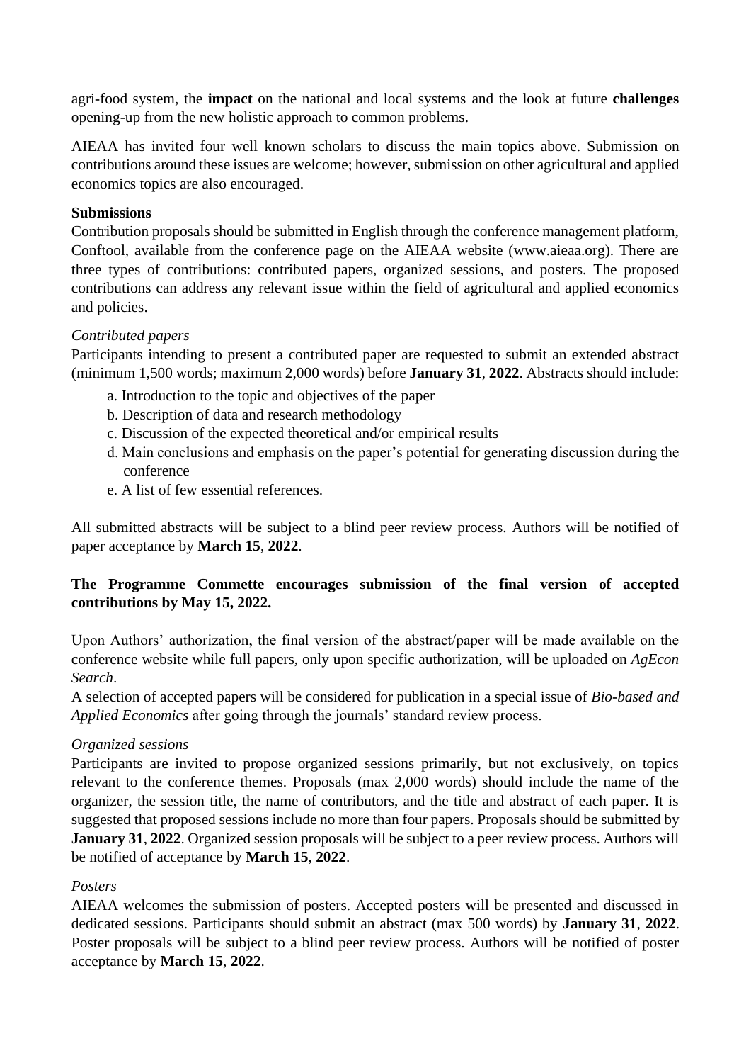agri-food system, the **impact** on the national and local systems and the look at future **challenges** opening-up from the new holistic approach to common problems.

AIEAA has invited four well known scholars to discuss the main topics above. Submission on contributions around these issues are welcome; however, submission on other agricultural and applied economics topics are also encouraged.

**Submissions**

Contribution proposals should be submitted in English through the conference management platform, Conftool, available from the conference page on the AIEAA website (www.aieaa.org). There are three types of contributions: contributed papers, organized sessions, and posters. The proposed contributions can address any relevant issue within the field of agricultural and applied economics and policies.

*Contributed papers*

Participants intending to present a contributed paper are requested to submit an extended abstract (minimum 1,500 words; maximum 2,000 words) before **January 31**, **2022**. Abstracts should include:

a. Introduction to the topic and objectives of the paper
b. Description of data and research methodology
c. Discussion of the expected theoretical and/or empirical results
d. Main conclusions and emphasis on the paper's potential for generating discussion during the conference
e. A list of few essential references.

All submitted abstracts will be subject to a blind peer review process. Authors will be notified of paper acceptance by **March 15**, **2022**.

**The Programme Commette encourages submission of the final version of accepted contributions by May 15, 2022.**

Upon Authors' authorization, the final version of the abstract/paper will be made available on the conference website while full papers, only upon specific authorization, will be uploaded on *AgEcon Search*.

A selection of accepted papers will be considered for publication in a special issue of *Bio-based and Applied Economics* after going through the journals' standard review process.

*Organized sessions*

Participants are invited to propose organized sessions primarily, but not exclusively, on topics relevant to the conference themes. Proposals (max 2,000 words) should include the name of the organizer, the session title, the name of contributors, and the title and abstract of each paper. It is suggested that proposed sessions include no more than four papers. Proposals should be submitted by **January 31**, **2022**. Organized session proposals will be subject to a peer review process. Authors will be notified of acceptance by **March 15**, **2022**.

*Posters*

AIEAA welcomes the submission of posters. Accepted posters will be presented and discussed in dedicated sessions. Participants should submit an abstract (max 500 words) by **January 31**, **2022**. Poster proposals will be subject to a blind peer review process. Authors will be notified of poster acceptance by **March 15**, **2022**.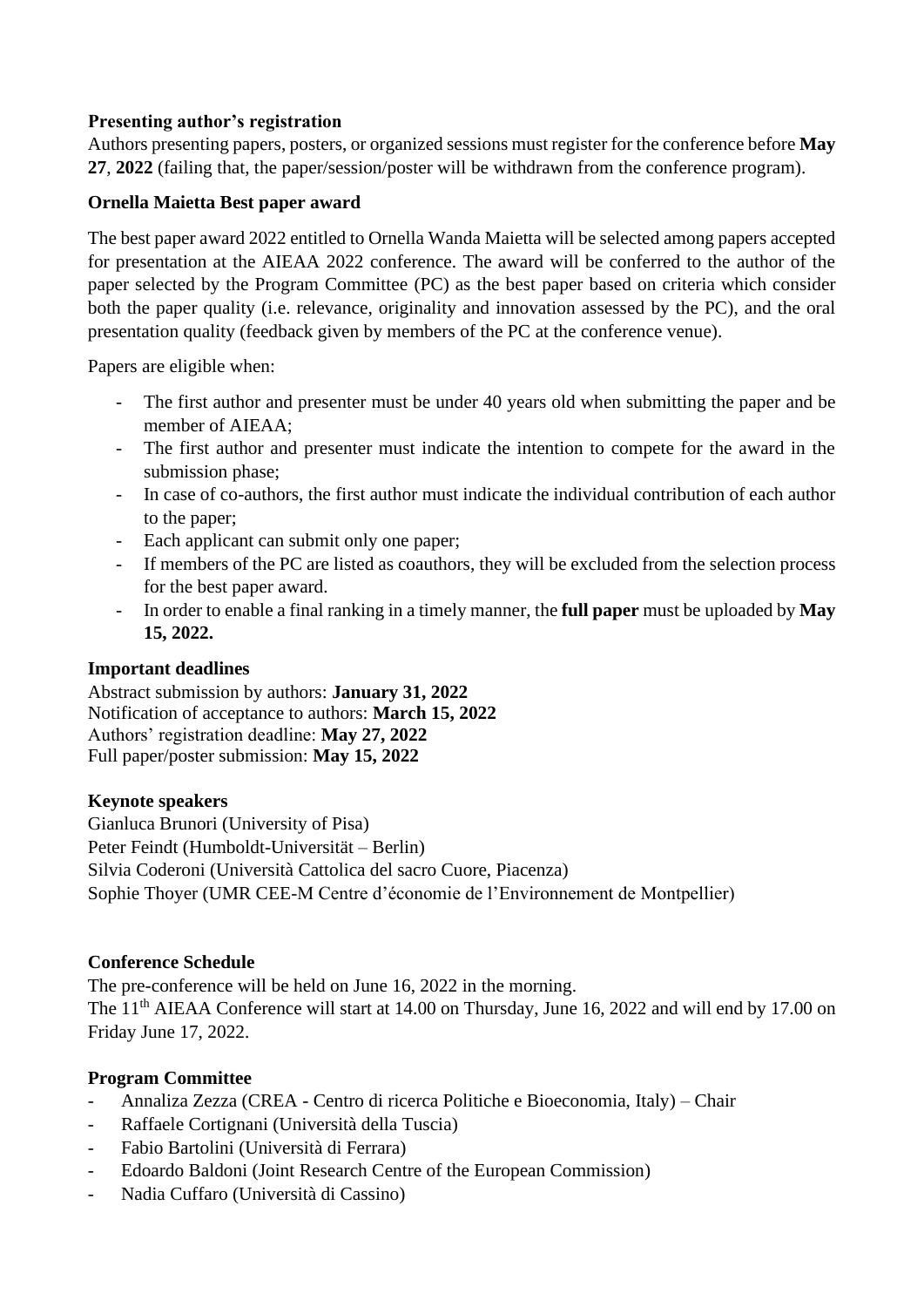**Presenting author's registration**

Authors presenting papers, posters, or organized sessions must register for the conference before **May 27**, **2022** (failing that, the paper/session/poster will be withdrawn from the conference program).

**Ornella Maietta Best paper award**

The best paper award 2022 entitled to Ornella Wanda Maietta will be selected among papers accepted for presentation at the AIEAA 2022 conference. The award will be conferred to the author of the paper selected by the Program Committee (PC) as the best paper based on criteria which consider both the paper quality (i.e. relevance, originality and innovation assessed by the PC), and the oral presentation quality (feedback given by members of the PC at the conference venue).

Papers are eligible when:

- The first author and presenter must be under 40 years old when submitting the paper and be member of AIEAA;
- The first author and presenter must indicate the intention to compete for the award in the submission phase;
- In case of co-authors, the first author must indicate the individual contribution of each author to the paper;
- Each applicant can submit only one paper;
- If members of the PC are listed as coauthors, they will be excluded from the selection process for the best paper award.
- In order to enable a final ranking in a timely manner, the **full paper** must be uploaded by **May 15, 2022.**

**Important deadlines**

Abstract submission by authors: **January 31, 2022**
Notification of acceptance to authors: **March 15, 2022**
Authors' registration deadline: **May 27, 2022**
Full paper/poster submission: **May 15, 2022**

**Keynote speakers**

Gianluca Brunori (University of Pisa)
Peter Feindt (Humboldt-Universität – Berlin)
Silvia Coderoni (Università Cattolica del sacro Cuore, Piacenza)
Sophie Thoyer (UMR CEE-M Centre d'économie de l'Environnement de Montpellier)

**Conference Schedule**

The pre-conference will be held on June 16, 2022 in the morning.
The 11th AIEAA Conference will start at 14.00 on Thursday, June 16, 2022 and will end by 17.00 on Friday June 17, 2022.

**Program Committee**

- Annaliza Zezza (CREA - Centro di ricerca Politiche e Bioeconomia, Italy) – Chair
- Raffaele Cortignani (Università della Tuscia)
- Fabio Bartolini (Università di Ferrara)
- Edoardo Baldoni (Joint Research Centre of the European Commission)
- Nadia Cuffaro (Università di Cassino)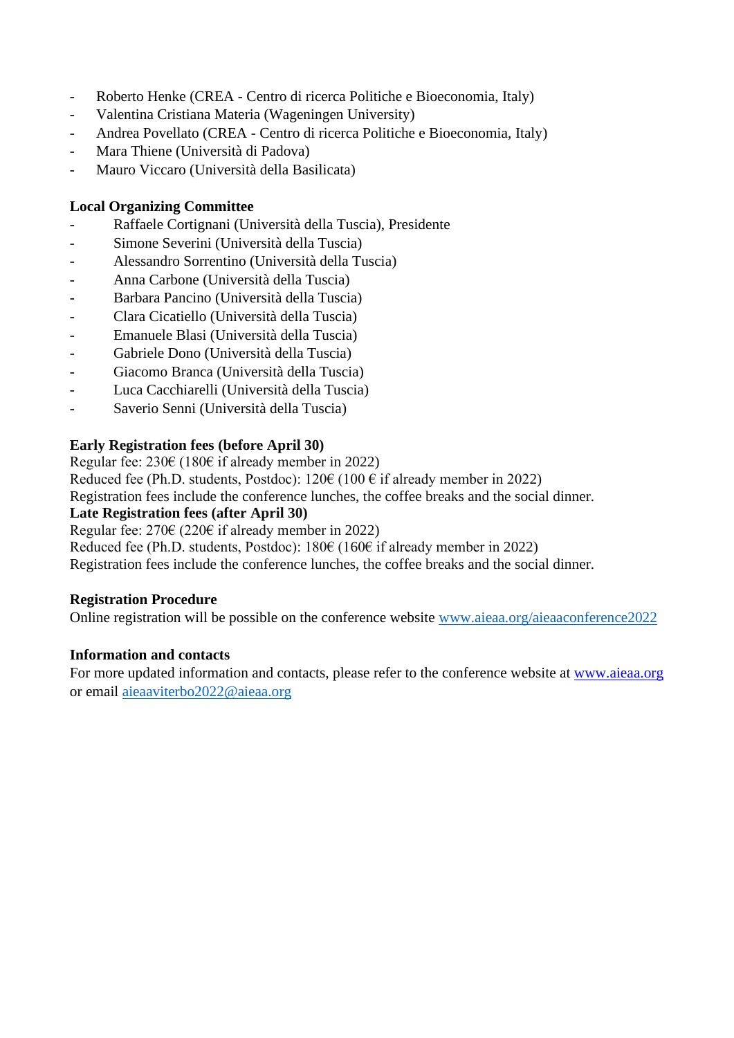- Roberto Henke (CREA - Centro di ricerca Politiche e Bioeconomia, Italy)
- Valentina Cristiana Materia (Wageningen University)
- Andrea Povellato (CREA - Centro di ricerca Politiche e Bioeconomia, Italy)
- Mara Thiene (Università di Padova)
- Mauro Viccaro (Università della Basilicata)

**Local Organizing Committee**

- Raffaele Cortignani (Università della Tuscia), Presidente
- Simone Severini (Università della Tuscia)
- Alessandro Sorrentino (Università della Tuscia)
- Anna Carbone (Università della Tuscia)
- Barbara Pancino (Università della Tuscia)
- Clara Cicatiello (Università della Tuscia)
- Emanuele Blasi (Università della Tuscia)
- Gabriele Dono (Università della Tuscia)
- Giacomo Branca (Università della Tuscia)
- Luca Cacchiarelli (Università della Tuscia)
- Saverio Senni (Università della Tuscia)

**Early Registration fees (before April 30)**
Regular fee: 230€ (180€ if already member in 2022)
Reduced fee (Ph.D. students, Postdoc): 120€ (100 € if already member in 2022)
Registration fees include the conference lunches, the coffee breaks and the social dinner.
**Late Registration fees (after April 30)**
Regular fee: 270€ (220€ if already member in 2022)
Reduced fee (Ph.D. students, Postdoc): 180€ (160€ if already member in 2022)
Registration fees include the conference lunches, the coffee breaks and the social dinner.

**Registration Procedure**
Online registration will be possible on the conference website www.aieaa.org/aieaaconference2022

**Information and contacts**
For more updated information and contacts, please refer to the conference website at www.aieaa.org or email aieaaviterbo2022@aieaa.org